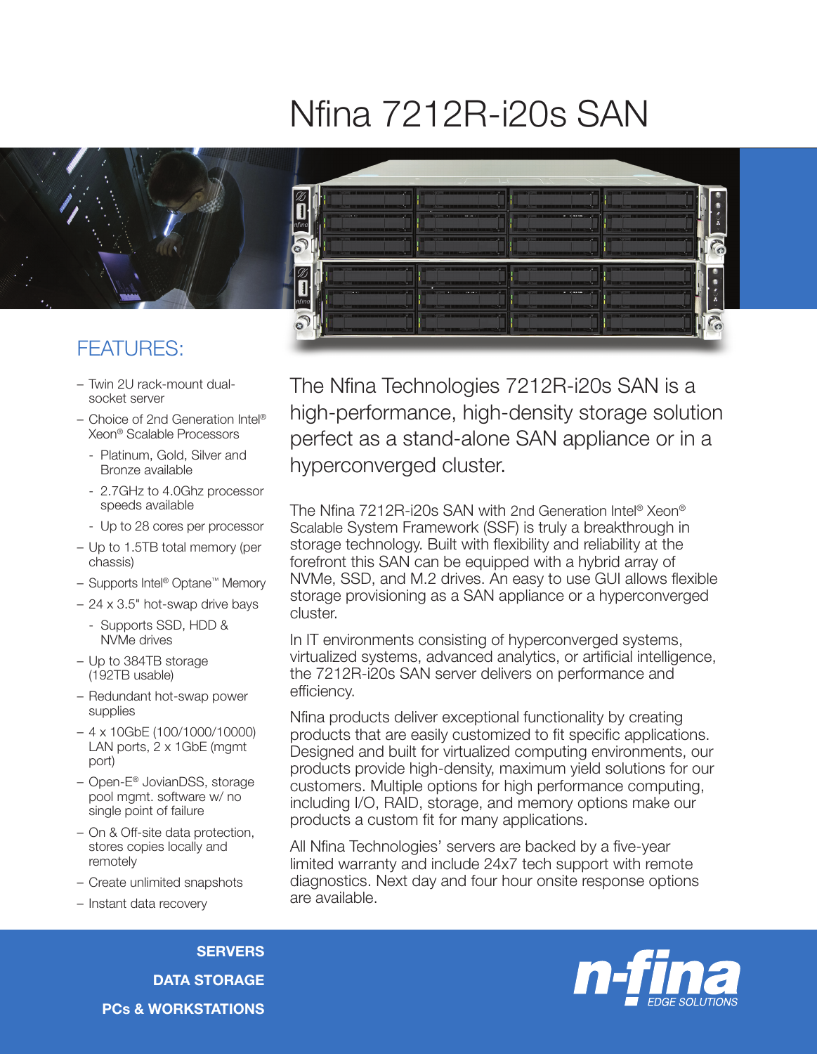# Nfina 7212R-i20s SAN

## FEATURES:

- Twin 2U rack-mount dual-socket server
- Choice of 2nd Generation Intel® Xeon® Scalable Processors
  - Platinum, Gold, Silver and Bronze available
  - 2.7GHz to 4.0Ghz processor speeds available
  - Up to 28 cores per processor
- Up to 1.5TB total memory (per chassis)
- Supports Intel® Optane™ Memory
- 24 x 3.5" hot-swap drive bays
  - Supports SSD, HDD & NVMe drives
- Up to 384TB storage (192TB usable)
- Redundant hot-swap power supplies
- 4 x 10GbE (100/1000/10000) LAN ports, 2 x 1GbE (mgmt port)
- Open-E® JovianDSS, storage pool mgmt. software w/ no single point of failure
- On & Off-site data protection, stores copies locally and remotely
- Create unlimited snapshots
- Instant data recovery

The Nfina Technologies 7212R-i20s SAN is a high-performance, high-density storage solution perfect as a stand-alone SAN appliance or in a hyperconverged cluster.

The Nfina 7212R-i20s SAN with 2nd Generation Intel® Xeon® Scalable System Framework (SSF) is truly a breakthrough in storage technology. Built with flexibility and reliability at the forefront this SAN can be equipped with a hybrid array of NVMe, SSD, and M.2 drives. An easy to use GUI allows flexible storage provisioning as a SAN appliance or a hyperconverged cluster.

In IT environments consisting of hyperconverged systems, virtualized systems, advanced analytics, or artificial intelligence, the 7212R-i20s SAN server delivers on performance and efficiency.

Nfina products deliver exceptional functionality by creating products that are easily customized to fit specific applications. Designed and built for virtualized computing environments, our products provide high-density, maximum yield solutions for our customers. Multiple options for high performance computing, including I/O, RAID, storage, and memory options make our products a custom fit for many applications.

All Nfina Technologies' servers are backed by a five-year limited warranty and include 24x7 tech support with remote diagnostics. Next day and four hour onsite response options are available.

**SERVERS**
**DATA STORAGE**
**PCs & WORKSTATIONS**

n-fina EDGE SOLUTIONS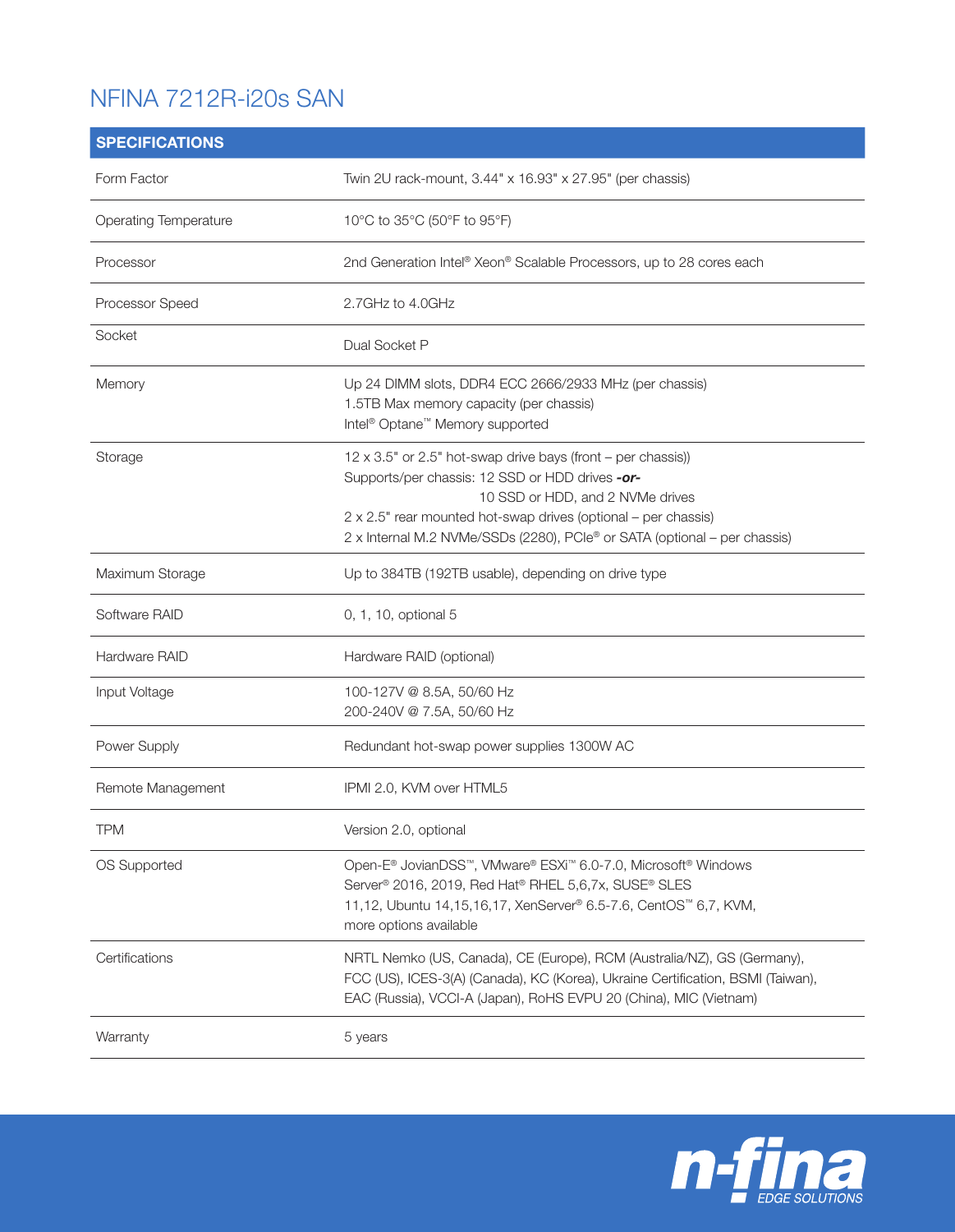# NFINA 7212R-i20s SAN

| SPECIFICATIONS | |
|---|---|
| Form Factor | Twin 2U rack-mount, 3.44" x 16.93" x 27.95" (per chassis) |
| Operating Temperature | 10°C to 35°C (50°F to 95°F) |
| Processor | 2nd Generation Intel® Xeon® Scalable Processors, up to 28 cores each |
| Processor Speed | 2.7GHz to 4.0GHz |
| Socket | Dual Socket P |
| Memory | Up 24 DIMM slots, DDR4 ECC 2666/2933 MHz (per chassis)<br>1.5TB Max memory capacity (per chassis)<br>Intel® Optane™ Memory supported |
| Storage | 12 x 3.5" or 2.5" hot-swap drive bays (front – per chassis))<br>Supports/per chassis: 12 SSD or HDD drives ***-or-***<br>10 SSD or HDD, and 2 NVMe drives<br>2 x 2.5" rear mounted hot-swap drives (optional – per chassis)<br>2 x Internal M.2 NVMe/SSDs (2280), PCIe® or SATA (optional – per chassis) |
| Maximum Storage | Up to 384TB (192TB usable), depending on drive type |
| Software RAID | 0, 1, 10, optional 5 |
| Hardware RAID | Hardware RAID (optional) |
| Input Voltage | 100-127V @ 8.5A, 50/60 Hz<br>200-240V @ 7.5A, 50/60 Hz |
| Power Supply | Redundant hot-swap power supplies 1300W AC |
| Remote Management | IPMI 2.0, KVM over HTML5 |
| TPM | Version 2.0, optional |
| OS Supported | Open-E® JovianDSS™, VMware® ESXi™ 6.0-7.0, Microsoft® Windows Server® 2016, 2019, Red Hat® RHEL 5,6,7x, SUSE® SLES 11,12, Ubuntu 14,15,16,17, XenServer® 6.5-7.6, CentOS™ 6,7, KVM, more options available |
| Certifications | NRTL Nemko (US, Canada), CE (Europe), RCM (Australia/NZ), GS (Germany), FCC (US), ICES-3(A) (Canada), KC (Korea), Ukraine Certification, BSMI (Taiwan), EAC (Russia), VCCI-A (Japan), RoHS EVPU 20 (China), MIC (Vietnam) |
| Warranty | 5 years |

n-fina EDGE SOLUTIONS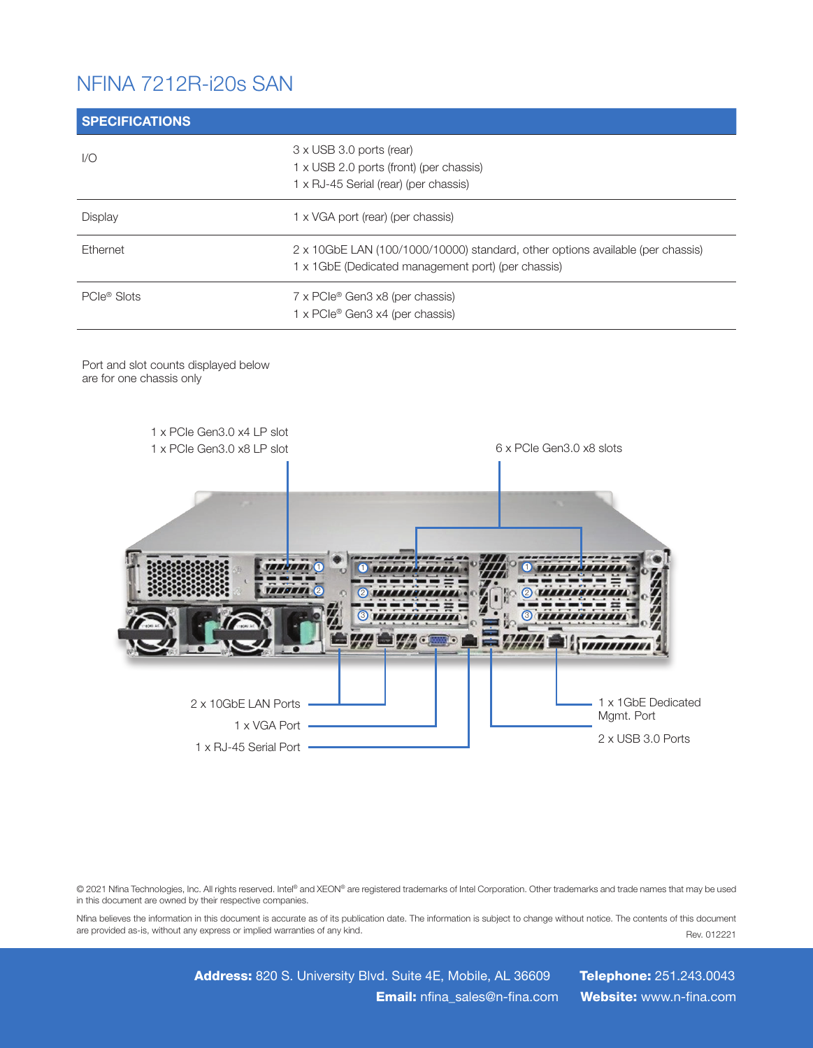# NFINA 7212R-i20s SAN

| SPECIFICATIONS | |
|---|---|
| I/O | 3 x USB 3.0 ports (rear)<br>1 x USB 2.0 ports (front) (per chassis)<br>1 x RJ-45 Serial (rear) (per chassis) |
| Display | 1 x VGA port (rear) (per chassis) |
| Ethernet | 2 x 10GbE LAN (100/1000/10000) standard, other options available (per chassis)<br>1 x 1GbE (Dedicated management port) (per chassis) |
| PCIe® Slots | 7 x PCIe® Gen3 x8 (per chassis)<br>1 x PCIe® Gen3 x4 (per chassis) |

Port and slot counts displayed below are for one chassis only

1 x PCIe Gen3.0 x4 LP slot
1 x PCIe Gen3.0 x8 LP slot
6 x PCIe Gen3.0 x8 slots
2 x 10GbE LAN Ports
1 x VGA Port
1 x RJ-45 Serial Port
1 x 1GbE Dedicated Mgmt. Port
2 x USB 3.0 Ports

© 2021 Nfina Technologies, Inc. All rights reserved. Intel® and XEON® are registered trademarks of Intel Corporation. Other trademarks and trade names that may be used in this document are owned by their respective companies.

Nfina believes the information in this document is accurate as of its publication date. The information is subject to change without notice. The contents of this document are provided as-is, without any express or implied warranties of any kind.

Rev. 012221

**Address:** 820 S. University Blvd. Suite 4E, Mobile, AL 36609 **Telephone:** 251.243.0043
**Email:** nfina_sales@n-fina.com **Website:** www.n-fina.com